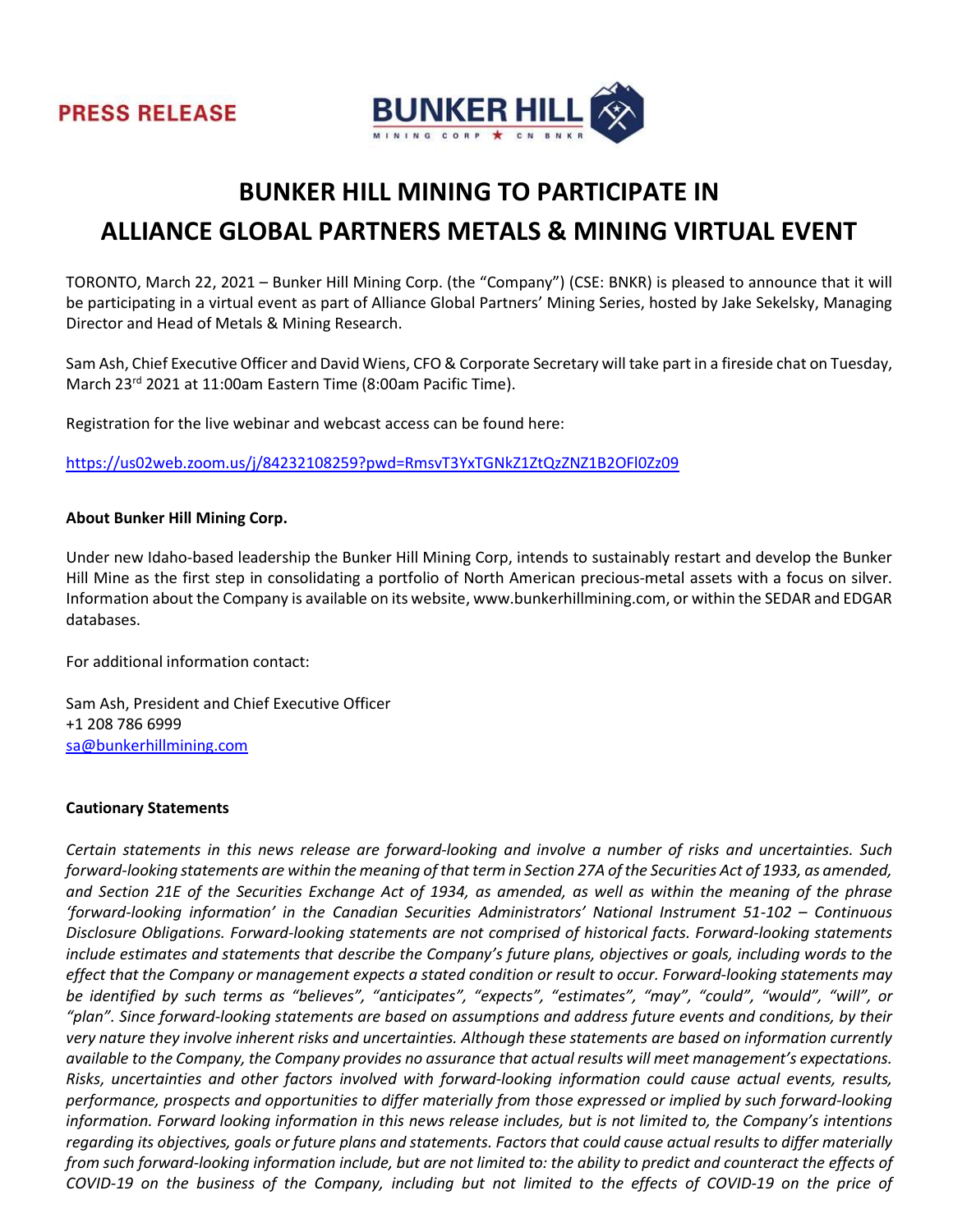PRESS RELEASE

# BUNKER HILL MINING TO PARTICIPATE IN ALLIANCE GLOBAL PARTNERS METALS & MINING VIRTUAL EVENT

TORONTO, March 22, 2021 – Bunker Hill Mining Corp. (the "Company") (CSE: BNKR) is pleased to announce that it will be participating in a virtual event as part of Alliance Global Partners' Mining Series, hosted by Jake Sekelsky, Managing Director and Head of Metals & Mining Research.

Sam Ash, Chief Executive Officer and David Wiens, CFO & Corporate Secretary will take part in a fireside chat on Tuesday, March 23rd 2021 at 11:00am Eastern Time (8:00am Pacific Time).

Registration for the live webinar and webcast access can be found here:

https://us02web.zoom.us/j/84232108259?pwd=RmsvT3YxTGNkZ1ZtQzZNZ1B2OFl0Zz09

**About Bunker Hill Mining Corp.**

Under new Idaho-based leadership the Bunker Hill Mining Corp, intends to sustainably restart and develop the Bunker Hill Mine as the first step in consolidating a portfolio of North American precious-metal assets with a focus on silver. Information about the Company is available on its website, www.bunkerhillmining.com, or within the SEDAR and EDGAR databases.

For additional information contact:

Sam Ash, President and Chief Executive Officer
+1 208 786 6999
sa@bunkerhillmining.com

**Cautionary Statements**

*Certain statements in this news release are forward-looking and involve a number of risks and uncertainties. Such forward-looking statements are within the meaning of that term in Section 27A of the Securities Act of 1933, as amended, and Section 21E of the Securities Exchange Act of 1934, as amended, as well as within the meaning of the phrase 'forward-looking information' in the Canadian Securities Administrators' National Instrument 51-102 – Continuous Disclosure Obligations. Forward-looking statements are not comprised of historical facts. Forward-looking statements include estimates and statements that describe the Company's future plans, objectives or goals, including words to the effect that the Company or management expects a stated condition or result to occur. Forward-looking statements may be identified by such terms as "believes", "anticipates", "expects", "estimates", "may", "could", "would", "will", or "plan". Since forward-looking statements are based on assumptions and address future events and conditions, by their very nature they involve inherent risks and uncertainties. Although these statements are based on information currently available to the Company, the Company provides no assurance that actual results will meet management's expectations. Risks, uncertainties and other factors involved with forward-looking information could cause actual events, results, performance, prospects and opportunities to differ materially from those expressed or implied by such forward-looking information. Forward looking information in this news release includes, but is not limited to, the Company's intentions regarding its objectives, goals or future plans and statements. Factors that could cause actual results to differ materially from such forward-looking information include, but are not limited to: the ability to predict and counteract the effects of COVID-19 on the business of the Company, including but not limited to the effects of COVID-19 on the price of*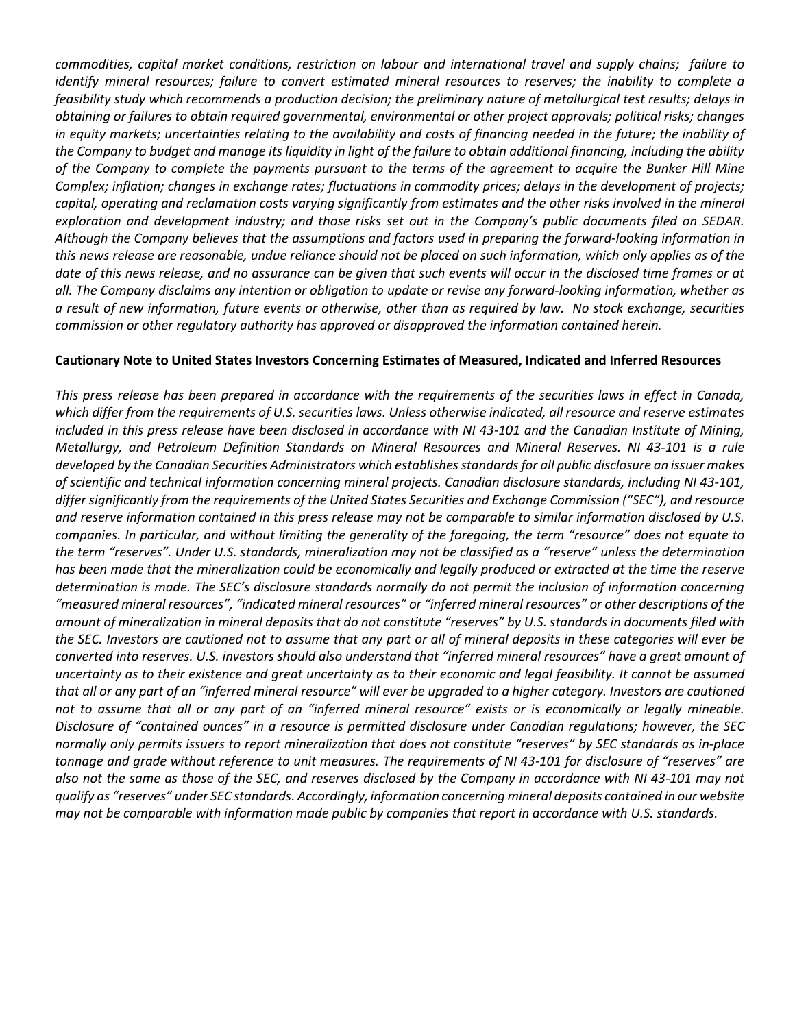*commodities, capital market conditions, restriction on labour and international travel and supply chains; failure to identify mineral resources; failure to convert estimated mineral resources to reserves; the inability to complete a feasibility study which recommends a production decision; the preliminary nature of metallurgical test results; delays in obtaining or failures to obtain required governmental, environmental or other project approvals; political risks; changes in equity markets; uncertainties relating to the availability and costs of financing needed in the future; the inability of the Company to budget and manage its liquidity in light of the failure to obtain additional financing, including the ability of the Company to complete the payments pursuant to the terms of the agreement to acquire the Bunker Hill Mine Complex; inflation; changes in exchange rates; fluctuations in commodity prices; delays in the development of projects; capital, operating and reclamation costs varying significantly from estimates and the other risks involved in the mineral exploration and development industry; and those risks set out in the Company's public documents filed on SEDAR. Although the Company believes that the assumptions and factors used in preparing the forward-looking information in this news release are reasonable, undue reliance should not be placed on such information, which only applies as of the date of this news release, and no assurance can be given that such events will occur in the disclosed time frames or at all. The Company disclaims any intention or obligation to update or revise any forward-looking information, whether as a result of new information, future events or otherwise, other than as required by law. No stock exchange, securities commission or other regulatory authority has approved or disapproved the information contained herein.*

**Cautionary Note to United States Investors Concerning Estimates of Measured, Indicated and Inferred Resources**

*This press release has been prepared in accordance with the requirements of the securities laws in effect in Canada, which differ from the requirements of U.S. securities laws. Unless otherwise indicated, all resource and reserve estimates included in this press release have been disclosed in accordance with NI 43-101 and the Canadian Institute of Mining, Metallurgy, and Petroleum Definition Standards on Mineral Resources and Mineral Reserves. NI 43-101 is a rule developed by the Canadian Securities Administrators which establishes standards for all public disclosure an issuer makes of scientific and technical information concerning mineral projects. Canadian disclosure standards, including NI 43-101, differ significantly from the requirements of the United States Securities and Exchange Commission ("SEC"), and resource and reserve information contained in this press release may not be comparable to similar information disclosed by U.S. companies. In particular, and without limiting the generality of the foregoing, the term "resource" does not equate to the term "reserves". Under U.S. standards, mineralization may not be classified as a "reserve" unless the determination has been made that the mineralization could be economically and legally produced or extracted at the time the reserve determination is made. The SEC's disclosure standards normally do not permit the inclusion of information concerning "measured mineral resources", "indicated mineral resources" or "inferred mineral resources" or other descriptions of the amount of mineralization in mineral deposits that do not constitute "reserves" by U.S. standards in documents filed with the SEC. Investors are cautioned not to assume that any part or all of mineral deposits in these categories will ever be converted into reserves. U.S. investors should also understand that "inferred mineral resources" have a great amount of uncertainty as to their existence and great uncertainty as to their economic and legal feasibility. It cannot be assumed that all or any part of an "inferred mineral resource" will ever be upgraded to a higher category. Investors are cautioned not to assume that all or any part of an "inferred mineral resource" exists or is economically or legally mineable. Disclosure of "contained ounces" in a resource is permitted disclosure under Canadian regulations; however, the SEC normally only permits issuers to report mineralization that does not constitute "reserves" by SEC standards as in-place tonnage and grade without reference to unit measures. The requirements of NI 43-101 for disclosure of "reserves" are also not the same as those of the SEC, and reserves disclosed by the Company in accordance with NI 43-101 may not qualify as "reserves" under SEC standards. Accordingly, information concerning mineral deposits contained in our website may not be comparable with information made public by companies that report in accordance with U.S. standards.*